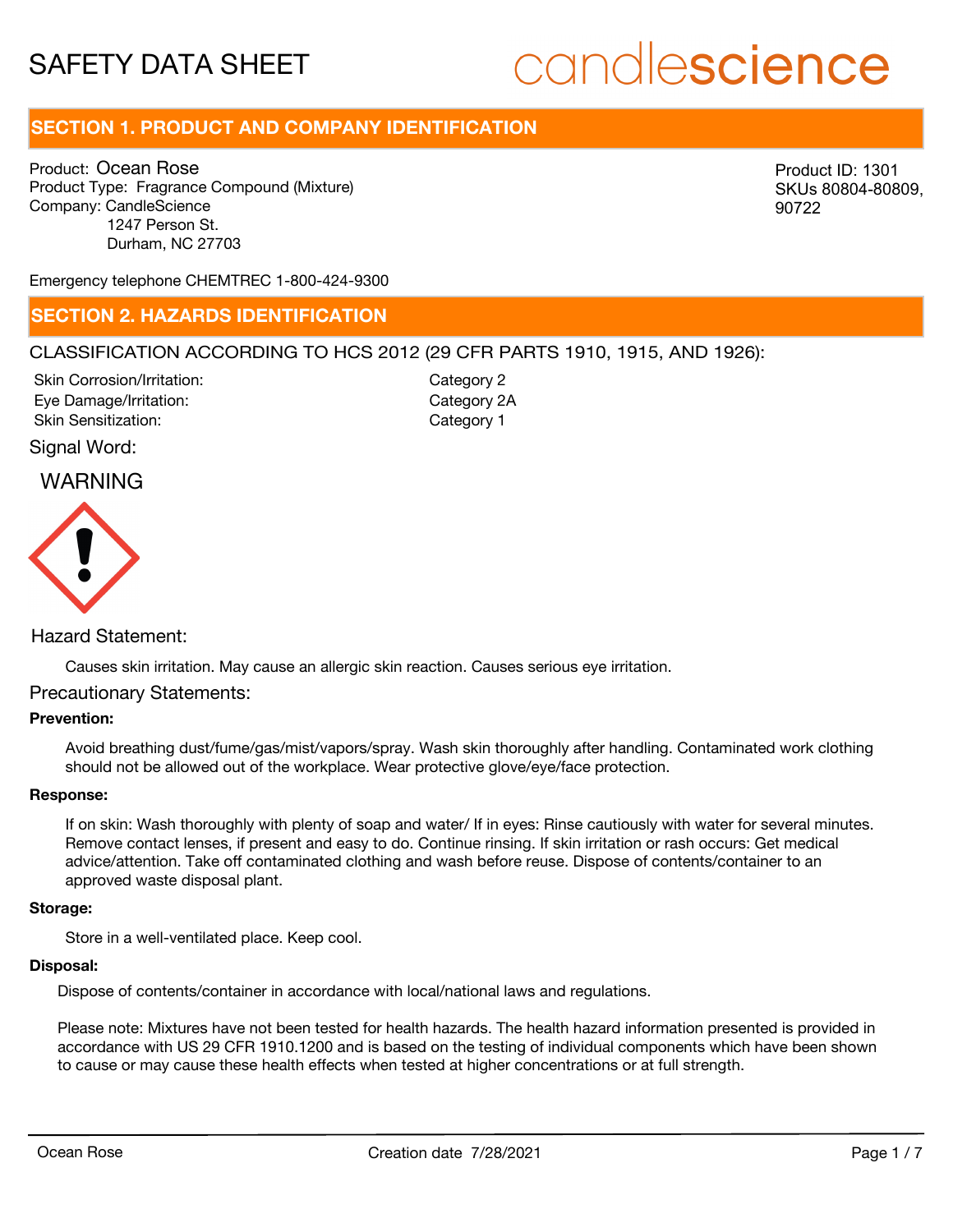# SAFETY DATA SHEET

candlescience

## SECTION 1. PRODUCT AND COMPANY IDENTIFICATION

Product: Ocean Rose
Product Type: Fragrance Compound (Mixture)
Company: CandleScience
1247 Person St.
Durham, NC 27703

Product ID: 1301
SKUs 80804-80809, 90722

Emergency telephone CHEMTREC 1-800-424-9300

## SECTION 2. HAZARDS IDENTIFICATION

CLASSIFICATION ACCORDING TO HCS 2012 (29 CFR PARTS 1910, 1915, AND 1926):

| | |
|---|---|
| Skin Corrosion/Irritation: | Category 2 |
| Eye Damage/Irritation: | Category 2A |
| Skin Sensitization: | Category 1 |

Signal Word:

WARNING

Hazard Statement:

Causes skin irritation. May cause an allergic skin reaction. Causes serious eye irritation.

Precautionary Statements:

**Prevention:**

Avoid breathing dust/fume/gas/mist/vapors/spray. Wash skin thoroughly after handling. Contaminated work clothing should not be allowed out of the workplace. Wear protective glove/eye/face protection.

**Response:**

If on skin: Wash thoroughly with plenty of soap and water/ If in eyes: Rinse cautiously with water for several minutes. Remove contact lenses, if present and easy to do. Continue rinsing. If skin irritation or rash occurs: Get medical advice/attention. Take off contaminated clothing and wash before reuse. Dispose of contents/container to an approved waste disposal plant.

**Storage:**

Store in a well-ventilated place. Keep cool.

**Disposal:**

Dispose of contents/container in accordance with local/national laws and regulations.

Please note: Mixtures have not been tested for health hazards. The health hazard information presented is provided in accordance with US 29 CFR 1910.1200 and is based on the testing of individual components which have been shown to cause or may cause these health effects when tested at higher concentrations or at full strength.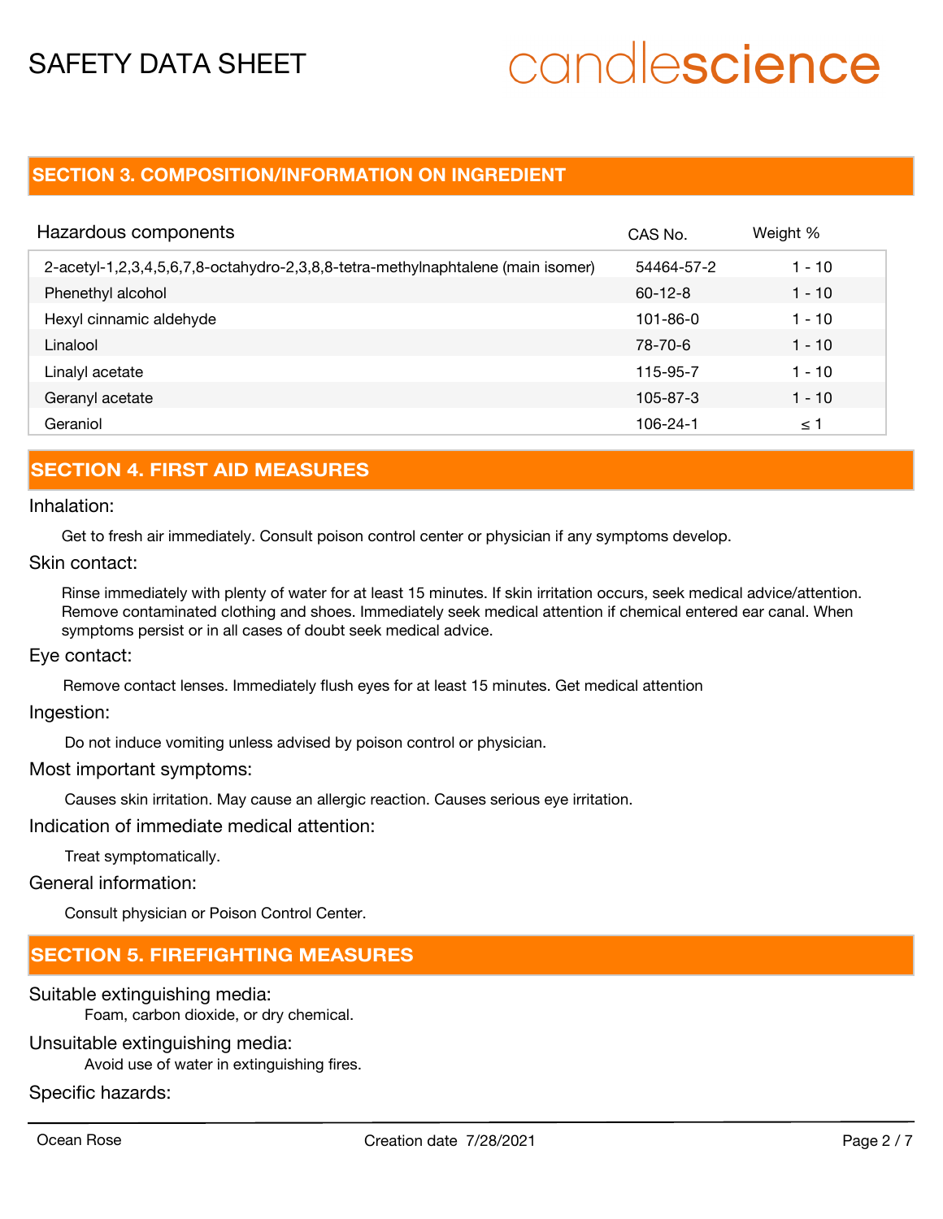## SECTION 3. COMPOSITION/INFORMATION ON INGREDIENT

| Hazardous components | CAS No. | Weight % |
|---|---|---|
| 2-acetyl-1,2,3,4,5,6,7,8-octahydro-2,3,8,8-tetra-methylnaphtalene (main isomer) | 54464-57-2 | 1 - 10 |
| Phenethyl alcohol | 60-12-8 | 1 - 10 |
| Hexyl cinnamic aldehyde | 101-86-0 | 1 - 10 |
| Linalool | 78-70-6 | 1 - 10 |
| Linalyl acetate | 115-95-7 | 1 - 10 |
| Geranyl acetate | 105-87-3 | 1 - 10 |
| Geraniol | 106-24-1 | ≤ 1 |

## SECTION 4. FIRST AID MEASURES

Inhalation:

Get to fresh air immediately. Consult poison control center or physician if any symptoms develop.

Skin contact:

Rinse immediately with plenty of water for at least 15 minutes. If skin irritation occurs, seek medical advice/attention. Remove contaminated clothing and shoes. Immediately seek medical attention if chemical entered ear canal. When symptoms persist or in all cases of doubt seek medical advice.

Eye contact:

Remove contact lenses. Immediately flush eyes for at least 15 minutes. Get medical attention

Ingestion:

Do not induce vomiting unless advised by poison control or physician.

Most important symptoms:

Causes skin irritation. May cause an allergic reaction. Causes serious eye irritation.

Indication of immediate medical attention:

Treat symptomatically.

General information:

Consult physician or Poison Control Center.

## SECTION 5. FIREFIGHTING MEASURES

Suitable extinguishing media:

Foam, carbon dioxide, or dry chemical.

Unsuitable extinguishing media:

Avoid use of water in extinguishing fires.

Specific hazards: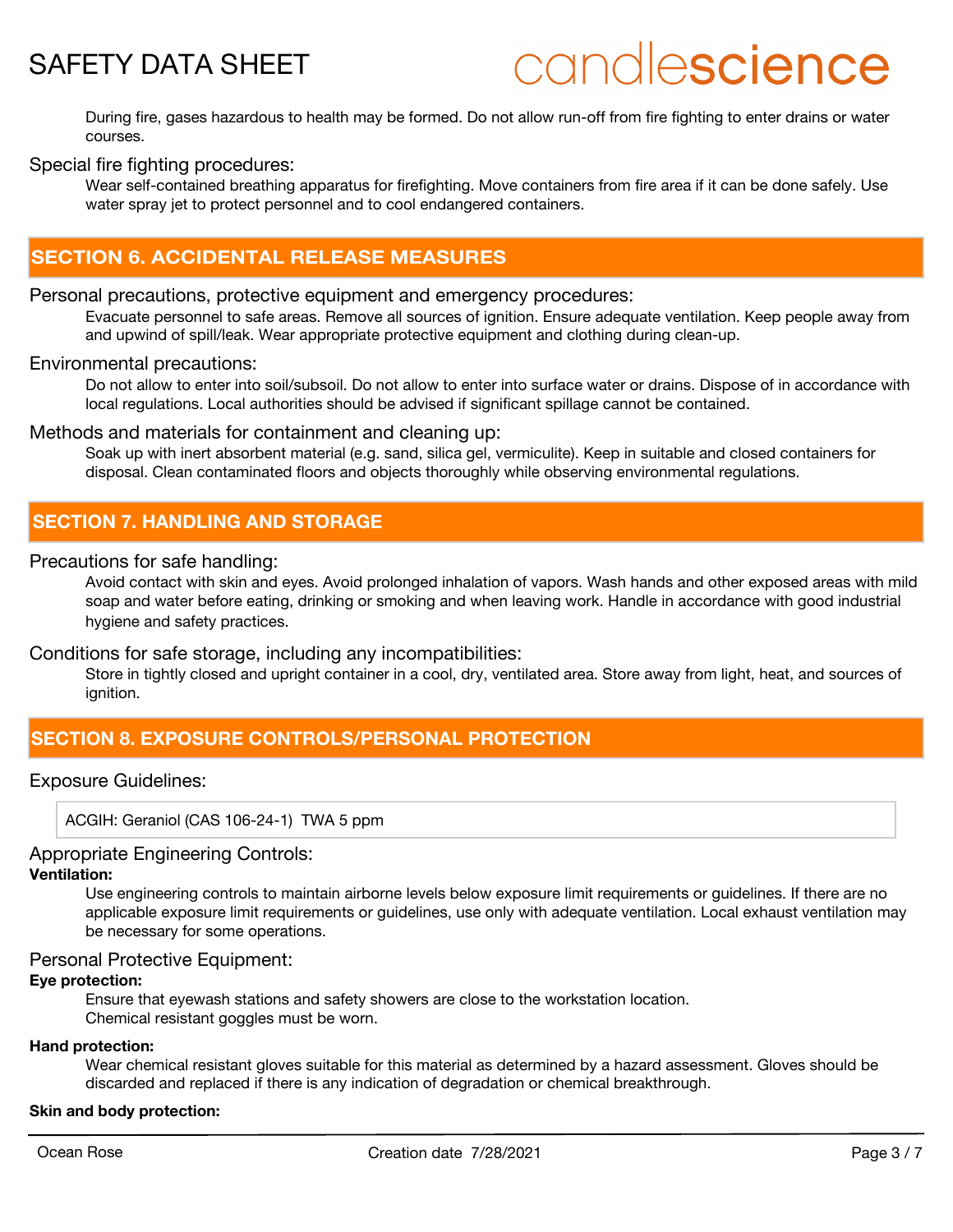During fire, gases hazardous to health may be formed. Do not allow run-off from fire fighting to enter drains or water courses.

Special fire fighting procedures:

Wear self-contained breathing apparatus for firefighting. Move containers from fire area if it can be done safely. Use water spray jet to protect personnel and to cool endangered containers.

## SECTION 6. ACCIDENTAL RELEASE MEASURES

Personal precautions, protective equipment and emergency procedures:

Evacuate personnel to safe areas. Remove all sources of ignition. Ensure adequate ventilation. Keep people away from and upwind of spill/leak. Wear appropriate protective equipment and clothing during clean-up.

Environmental precautions:

Do not allow to enter into soil/subsoil. Do not allow to enter into surface water or drains. Dispose of in accordance with local regulations. Local authorities should be advised if significant spillage cannot be contained.

Methods and materials for containment and cleaning up:

Soak up with inert absorbent material (e.g. sand, silica gel, vermiculite). Keep in suitable and closed containers for disposal. Clean contaminated floors and objects thoroughly while observing environmental regulations.

## SECTION 7. HANDLING AND STORAGE

Precautions for safe handling:

Avoid contact with skin and eyes. Avoid prolonged inhalation of vapors. Wash hands and other exposed areas with mild soap and water before eating, drinking or smoking and when leaving work. Handle in accordance with good industrial hygiene and safety practices.

Conditions for safe storage, including any incompatibilities:

Store in tightly closed and upright container in a cool, dry, ventilated area. Store away from light, heat, and sources of ignition.

## SECTION 8. EXPOSURE CONTROLS/PERSONAL PROTECTION

Exposure Guidelines:

ACGIH: Geraniol (CAS 106-24-1) TWA 5 ppm

Appropriate Engineering Controls:

**Ventilation:**

Use engineering controls to maintain airborne levels below exposure limit requirements or guidelines. If there are no applicable exposure limit requirements or guidelines, use only with adequate ventilation. Local exhaust ventilation may be necessary for some operations.

Personal Protective Equipment:

**Eye protection:**

Ensure that eyewash stations and safety showers are close to the workstation location.
Chemical resistant goggles must be worn.

**Hand protection:**

Wear chemical resistant gloves suitable for this material as determined by a hazard assessment. Gloves should be discarded and replaced if there is any indication of degradation or chemical breakthrough.

**Skin and body protection:**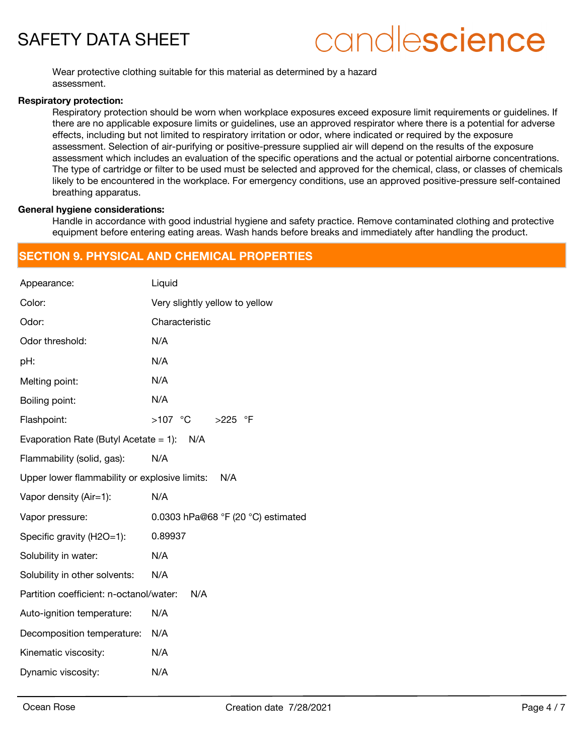Wear protective clothing suitable for this material as determined by a hazard assessment.

**Respiratory protection:**

Respiratory protection should be worn when workplace exposures exceed exposure limit requirements or guidelines. If there are no applicable exposure limits or guidelines, use an approved respirator where there is a potential for adverse effects, including but not limited to respiratory irritation or odor, where indicated or required by the exposure assessment. Selection of air-purifying or positive-pressure supplied air will depend on the results of the exposure assessment which includes an evaluation of the specific operations and the actual or potential airborne concentrations. The type of cartridge or filter to be used must be selected and approved for the chemical, class, or classes of chemicals likely to be encountered in the workplace. For emergency conditions, use an approved positive-pressure self-contained breathing apparatus.

**General hygiene considerations:**

Handle in accordance with good industrial hygiene and safety practice. Remove contaminated clothing and protective equipment before entering eating areas. Wash hands before breaks and immediately after handling the product.

## SECTION 9. PHYSICAL AND CHEMICAL PROPERTIES

| Property | Value |
|---|---|
| Appearance: | Liquid |
| Color: | Very slightly yellow to yellow |
| Odor: | Characteristic |
| Odor threshold: | N/A |
| pH: | N/A |
| Melting point: | N/A |
| Boiling point: | N/A |
| Flashpoint: | >107 °C >225 °F |
| Evaporation Rate (Butyl Acetate = 1): | N/A |
| Flammability (solid, gas): | N/A |
| Upper lower flammability or explosive limits: | N/A |
| Vapor density (Air=1): | N/A |
| Vapor pressure: | 0.0303 hPa@68 °F (20 °C) estimated |
| Specific gravity (H2O=1): | 0.89937 |
| Solubility in water: | N/A |
| Solubility in other solvents: | N/A |
| Partition coefficient: n-octanol/water: | N/A |
| Auto-ignition temperature: | N/A |
| Decomposition temperature: | N/A |
| Kinematic viscosity: | N/A |
| Dynamic viscosity: | N/A |

Ocean Rose — Creation date 7/28/2021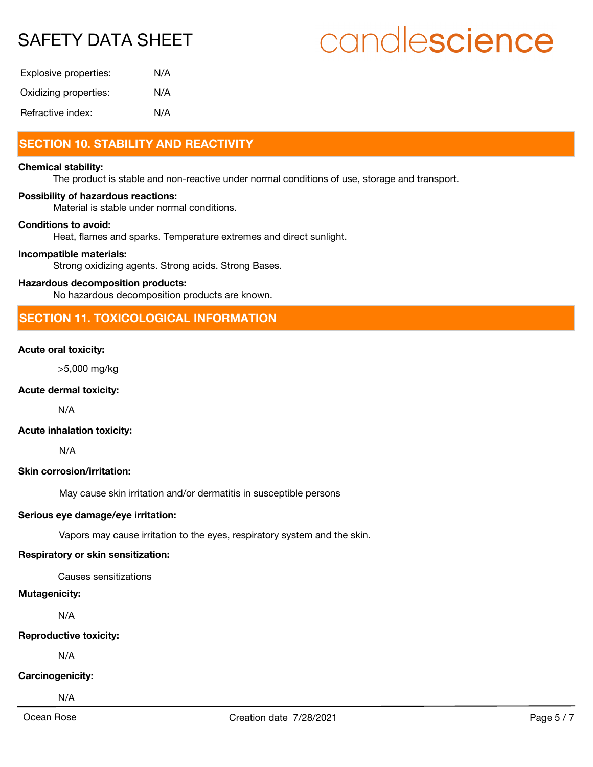| | |
|---|---|
| Explosive properties: | N/A |
| Oxidizing properties: | N/A |
| Refractive index: | N/A |

## SECTION 10. STABILITY AND REACTIVITY

**Chemical stability:**

The product is stable and non-reactive under normal conditions of use, storage and transport.

**Possibility of hazardous reactions:**

Material is stable under normal conditions.

**Conditions to avoid:**

Heat, flames and sparks. Temperature extremes and direct sunlight.

**Incompatible materials:**

Strong oxidizing agents. Strong acids. Strong Bases.

**Hazardous decomposition products:**

No hazardous decomposition products are known.

## SECTION 11. TOXICOLOGICAL INFORMATION

**Acute oral toxicity:**

>5,000 mg/kg

**Acute dermal toxicity:**

N/A

**Acute inhalation toxicity:**

N/A

**Skin corrosion/irritation:**

May cause skin irritation and/or dermatitis in susceptible persons

**Serious eye damage/eye irritation:**

Vapors may cause irritation to the eyes, respiratory system and the skin.

**Respiratory or skin sensitization:**

Causes sensitizations

**Mutagenicity:**

N/A

**Reproductive toxicity:**

N/A

**Carcinogenicity:**

N/A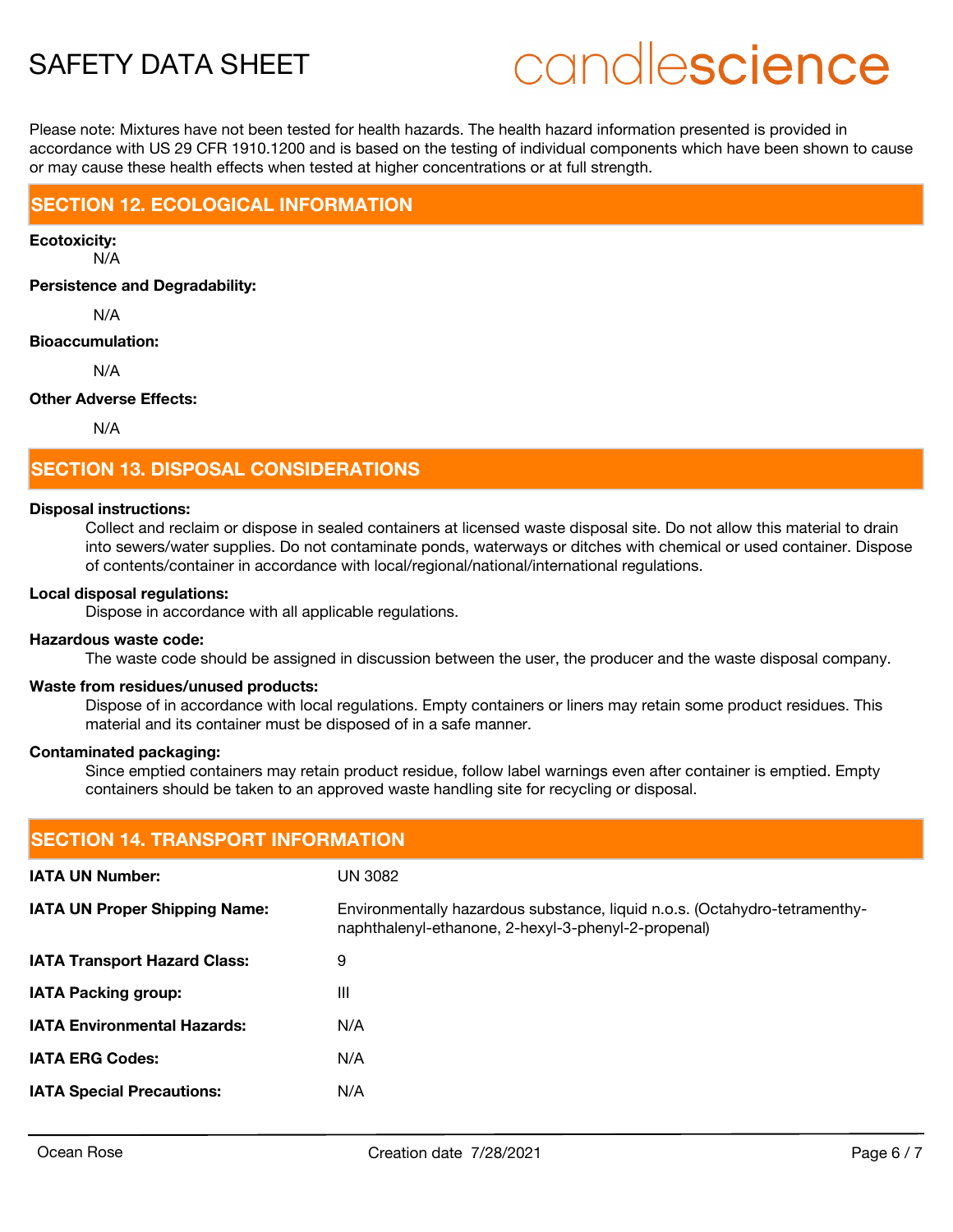Please note: Mixtures have not been tested for health hazards. The health hazard information presented is provided in accordance with US 29 CFR 1910.1200 and is based on the testing of individual components which have been shown to cause or may cause these health effects when tested at higher concentrations or at full strength.

## SECTION 12. ECOLOGICAL INFORMATION

**Ecotoxicity:**

N/A

**Persistence and Degradability:**

N/A

**Bioaccumulation:**

N/A

**Other Adverse Effects:**

N/A

## SECTION 13. DISPOSAL CONSIDERATIONS

**Disposal instructions:**

Collect and reclaim or dispose in sealed containers at licensed waste disposal site. Do not allow this material to drain into sewers/water supplies. Do not contaminate ponds, waterways or ditches with chemical or used container. Dispose of contents/container in accordance with local/regional/national/international regulations.

**Local disposal regulations:**

Dispose in accordance with all applicable regulations.

**Hazardous waste code:**

The waste code should be assigned in discussion between the user, the producer and the waste disposal company.

**Waste from residues/unused products:**

Dispose of in accordance with local regulations. Empty containers or liners may retain some product residues. This material and its container must be disposed of in a safe manner.

**Contaminated packaging:**

Since emptied containers may retain product residue, follow label warnings even after container is emptied. Empty containers should be taken to an approved waste handling site for recycling or disposal.

## SECTION 14. TRANSPORT INFORMATION

| | |
|---|---|
| **IATA UN Number:** | UN 3082 |
| **IATA UN Proper Shipping Name:** | Environmentally hazardous substance, liquid n.o.s. (Octahydro-tetramenthy-naphthalenyl-ethanone, 2-hexyl-3-phenyl-2-propenal) |
| **IATA Transport Hazard Class:** | 9 |
| **IATA Packing group:** | III |
| **IATA Environmental Hazards:** | N/A |
| **IATA ERG Codes:** | N/A |
| **IATA Special Precautions:** | N/A |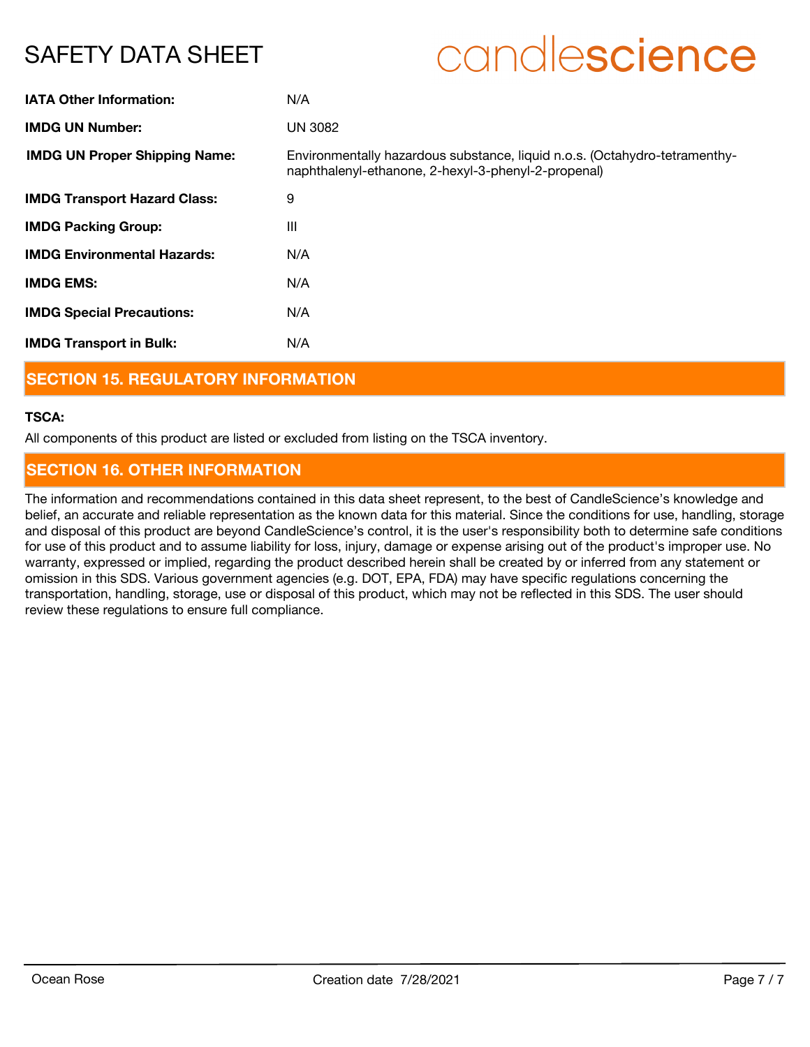| | |
|---|---|
| **IATA Other Information:** | N/A |
| **IMDG UN Number:** | UN 3082 |
| **IMDG UN Proper Shipping Name:** | Environmentally hazardous substance, liquid n.o.s. (Octahydro-tetramenthy-naphthalenyl-ethanone, 2-hexyl-3-phenyl-2-propenal) |
| **IMDG Transport Hazard Class:** | 9 |
| **IMDG Packing Group:** | III |
| **IMDG Environmental Hazards:** | N/A |
| **IMDG EMS:** | N/A |
| **IMDG Special Precautions:** | N/A |
| **IMDG Transport in Bulk:** | N/A |

## SECTION 15. REGULATORY INFORMATION

**TSCA:**

All components of this product are listed or excluded from listing on the TSCA inventory.

## SECTION 16. OTHER INFORMATION

The information and recommendations contained in this data sheet represent, to the best of CandleScience's knowledge and belief, an accurate and reliable representation as the known data for this material. Since the conditions for use, handling, storage and disposal of this product are beyond CandleScience's control, it is the user's responsibility both to determine safe conditions for use of this product and to assume liability for loss, injury, damage or expense arising out of the product's improper use. No warranty, expressed or implied, regarding the product described herein shall be created by or inferred from any statement or omission in this SDS. Various government agencies (e.g. DOT, EPA, FDA) may have specific regulations concerning the transportation, handling, storage, use or disposal of this product, which may not be reflected in this SDS. The user should review these regulations to ensure full compliance.